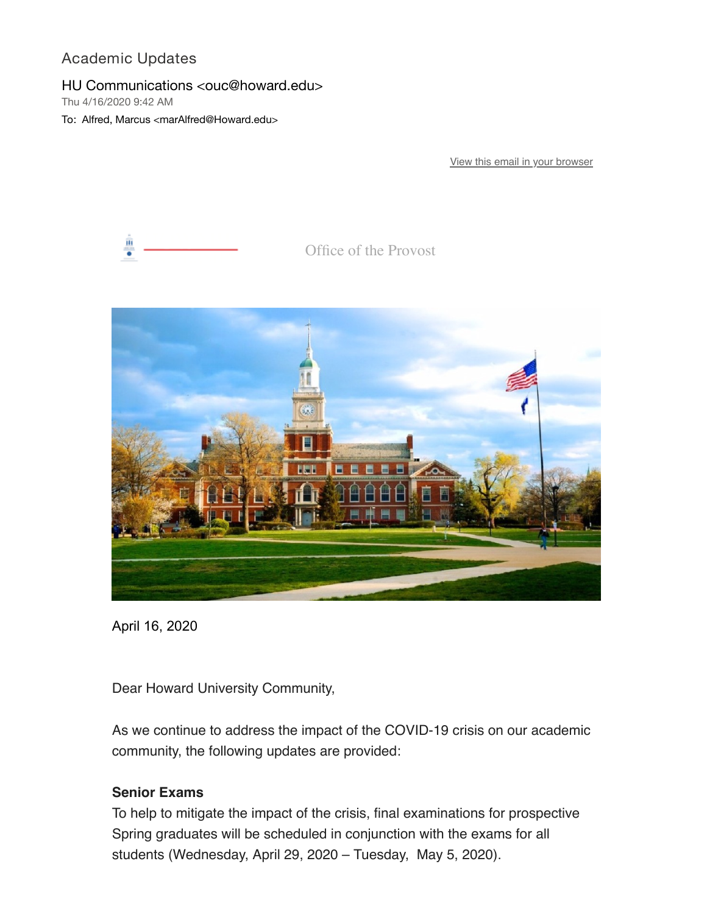Academic Updates

HU Communications <ouc@howard.edu>
Thu 4/16/2020 9:42 AM
To: Alfred, Marcus <marAlfred@Howard.edu>

View this email in your browser

Office of the Provost

April 16, 2020

Dear Howard University Community,

As we continue to address the impact of the COVID-19 crisis on our academic community, the following updates are provided:

**Senior Exams**
To help to mitigate the impact of the crisis, final examinations for prospective Spring graduates will be scheduled in conjunction with the exams for all students (Wednesday, April 29, 2020 – Tuesday, May 5, 2020).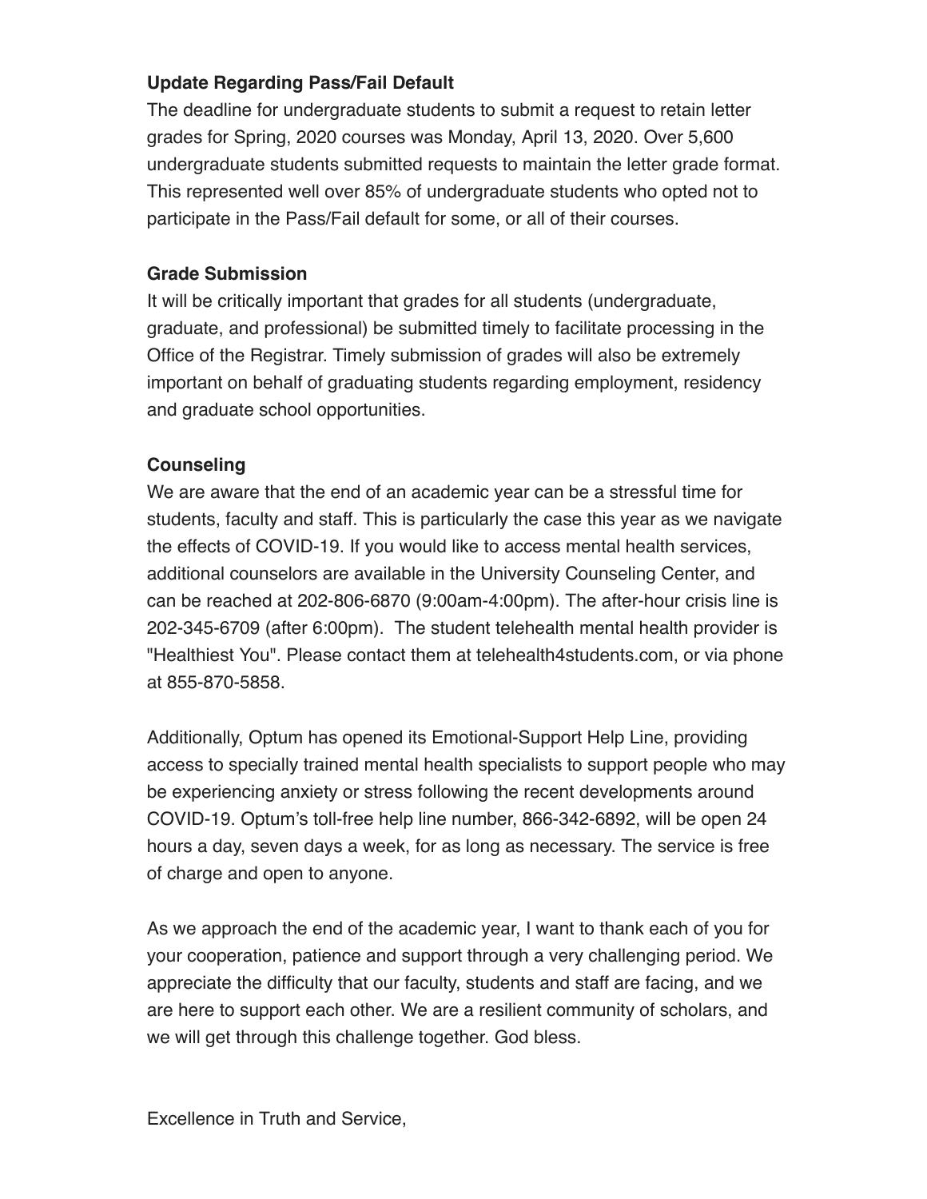**Update Regarding Pass/Fail Default**

The deadline for undergraduate students to submit a request to retain letter grades for Spring, 2020 courses was Monday, April 13, 2020. Over 5,600 undergraduate students submitted requests to maintain the letter grade format. This represented well over 85% of undergraduate students who opted not to participate in the Pass/Fail default for some, or all of their courses.

**Grade Submission**

It will be critically important that grades for all students (undergraduate, graduate, and professional) be submitted timely to facilitate processing in the Office of the Registrar. Timely submission of grades will also be extremely important on behalf of graduating students regarding employment, residency and graduate school opportunities.

**Counseling**

We are aware that the end of an academic year can be a stressful time for students, faculty and staff. This is particularly the case this year as we navigate the effects of COVID-19. If you would like to access mental health services, additional counselors are available in the University Counseling Center, and can be reached at 202-806-6870 (9:00am-4:00pm). The after-hour crisis line is 202-345-6709 (after 6:00pm). The student telehealth mental health provider is "Healthiest You". Please contact them at telehealth4students.com, or via phone at 855-870-5858.

Additionally, Optum has opened its Emotional-Support Help Line, providing access to specially trained mental health specialists to support people who may be experiencing anxiety or stress following the recent developments around COVID-19. Optum's toll-free help line number, 866-342-6892, will be open 24 hours a day, seven days a week, for as long as necessary. The service is free of charge and open to anyone.

As we approach the end of the academic year, I want to thank each of you for your cooperation, patience and support through a very challenging period. We appreciate the difficulty that our faculty, students and staff are facing, and we are here to support each other. We are a resilient community of scholars, and we will get through this challenge together. God bless.

Excellence in Truth and Service,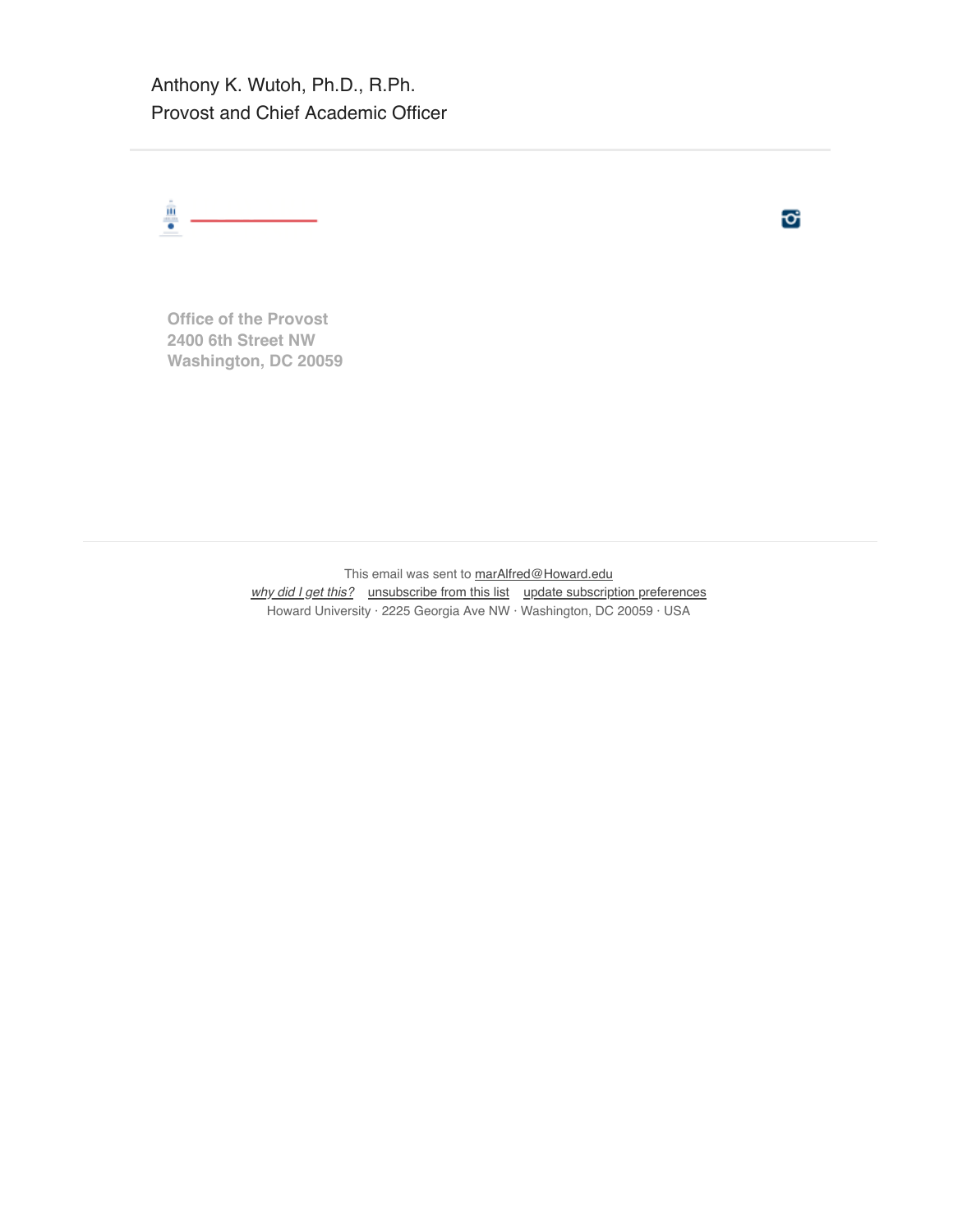Anthony K. Wutoh, Ph.D., R.Ph.
Provost and Chief Academic Officer

---

**Office of the Provost**
**2400 6th Street NW**
**Washington, DC 20059**

---

This email was sent to marAlfred@Howard.edu

*why did I get this?* unsubscribe from this list update subscription preferences

Howard University · 2225 Georgia Ave NW · Washington, DC 20059 · USA